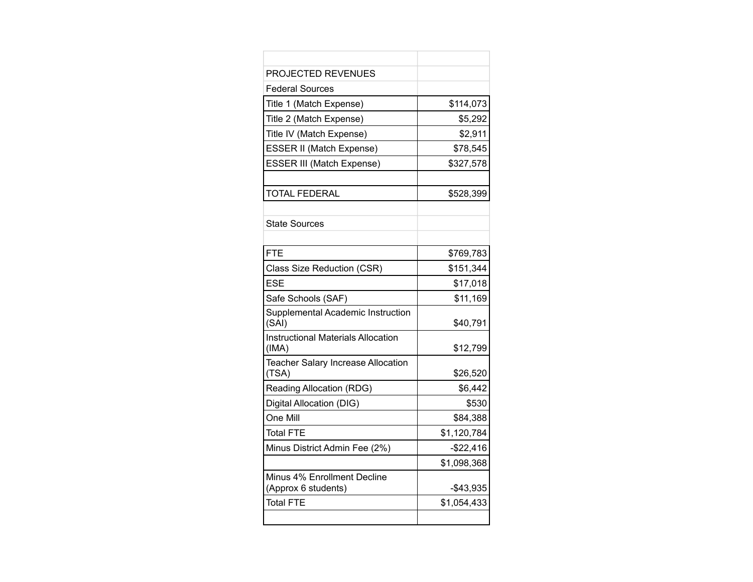| | |
|---|---|
| PROJECTED REVENUES | |
| Federal Sources | |
| Title 1 (Match Expense) | $114,073 |
| Title 2 (Match Expense) | $5,292 |
| Title IV (Match Expense) | $2,911 |
| ESSER II (Match Expense) | $78,545 |
| ESSER III (Match Expense) | $327,578 |
| | |
| TOTAL FEDERAL | $528,399 |
| | |
| State Sources | |
| | |
| FTE | $769,783 |
| Class Size Reduction (CSR) | $151,344 |
| ESE | $17,018 |
| Safe Schools (SAF) | $11,169 |
| Supplemental Academic Instruction (SAI) | $40,791 |
| Instructional Materials Allocation (IMA) | $12,799 |
| Teacher Salary Increase Allocation (TSA) | $26,520 |
| Reading Allocation (RDG) | $6,442 |
| Digital Allocation (DIG) | $530 |
| One Mill | $84,388 |
| Total FTE | $1,120,784 |
| Minus District Admin Fee (2%) | -$22,416 |
| | $1,098,368 |
| Minus 4% Enrollment Decline (Approx 6 students) | -$43,935 |
| Total FTE | $1,054,433 |
| | |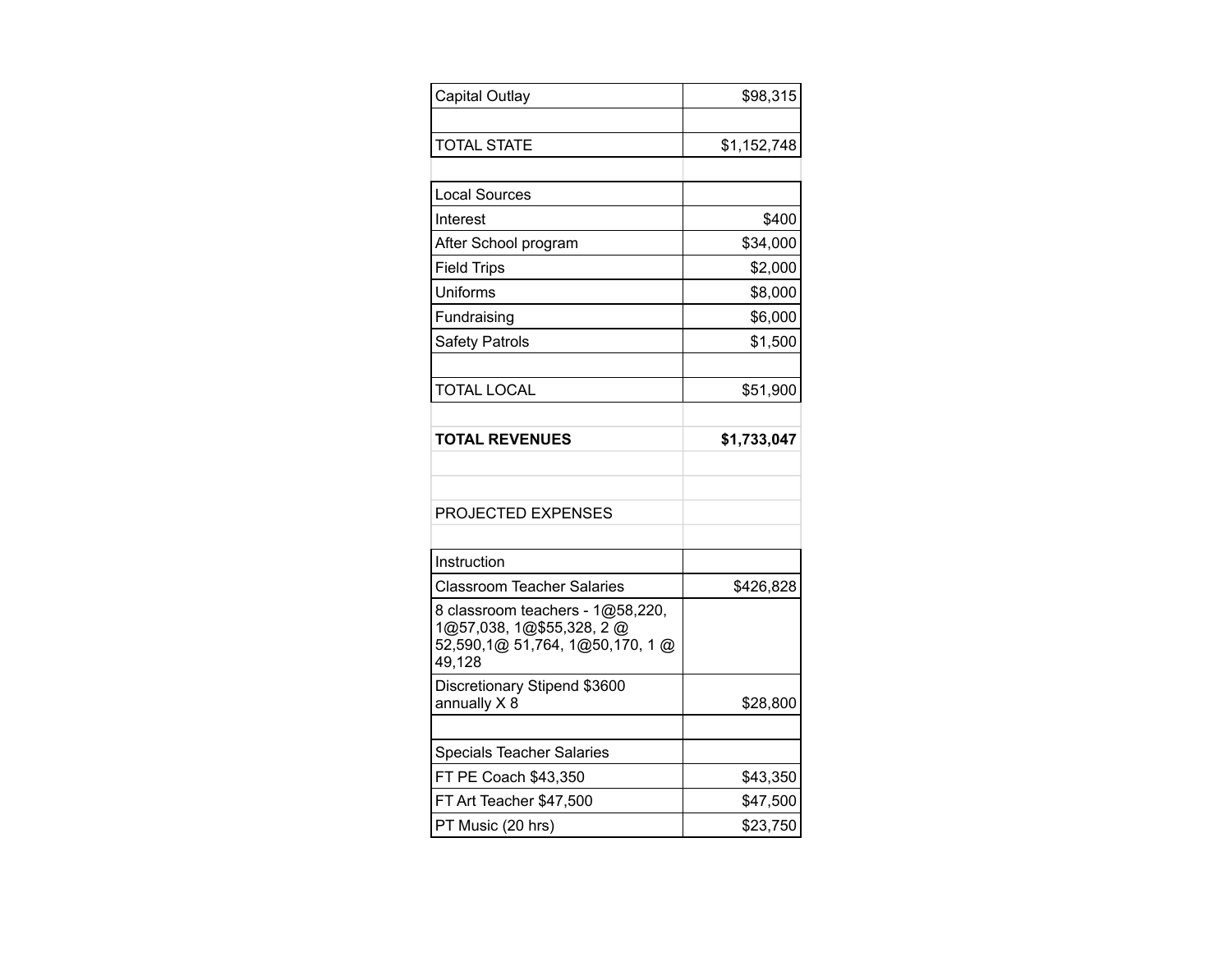| | |
|---|---|
| Capital Outlay | $98,315 |
| | |
| TOTAL STATE | $1,152,748 |
| | |
| Local Sources | |
| Interest | $400 |
| After School program | $34,000 |
| Field Trips | $2,000 |
| Uniforms | $8,000 |
| Fundraising | $6,000 |
| Safety Patrols | $1,500 |
| | |
| TOTAL LOCAL | $51,900 |
| | |
| **TOTAL REVENUES** | **$1,733,047** |
| | |
| | |
| PROJECTED EXPENSES | |
| | |
| Instruction | |
| Classroom Teacher Salaries | $426,828 |
| 8 classroom teachers - 1@58,220, 1@57,038, 1@$55,328, 2 @ 52,590,1@ 51,764, 1@50,170, 1 @ 49,128 | |
| Discretionary Stipend $3600 annually X 8 | $28,800 |
| | |
| Specials Teacher Salaries | |
| FT PE Coach $43,350 | $43,350 |
| FT Art Teacher $47,500 | $47,500 |
| PT Music (20 hrs) | $23,750 |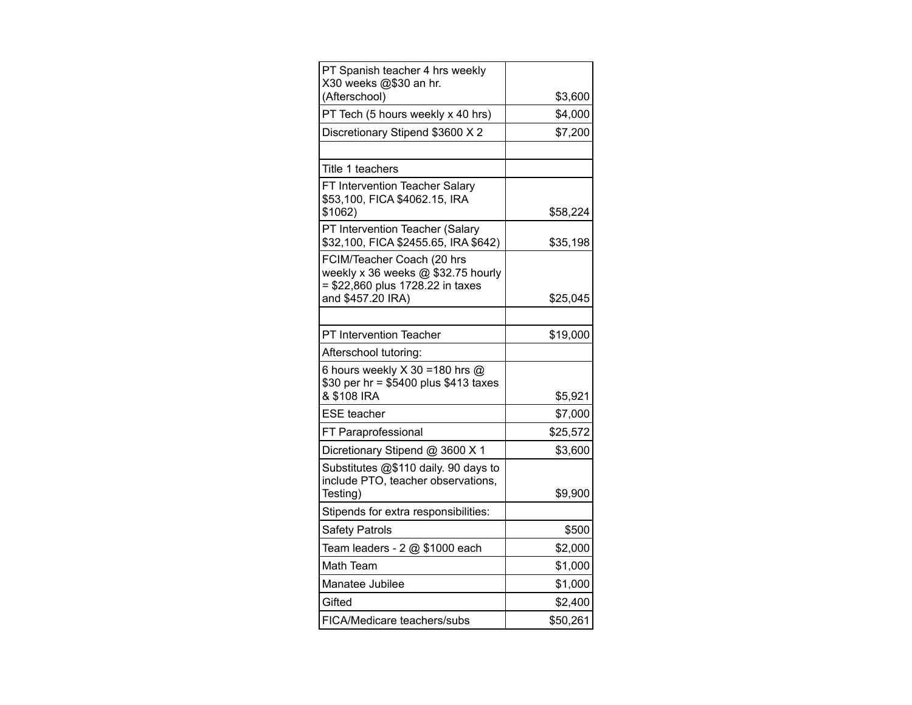| | |
|---|---|
| PT Spanish teacher 4 hrs weekly X30 weeks @$30 an hr. (Afterschool) | $3,600 |
| PT Tech (5 hours weekly x 40 hrs) | $4,000 |
| Discretionary Stipend $3600 X 2 | $7,200 |
| | |
| Title 1 teachers | |
| FT Intervention Teacher Salary $53,100, FICA $4062.15, IRA $1062) | $58,224 |
| PT Intervention Teacher (Salary $32,100, FICA $2455.65, IRA $642) | $35,198 |
| FCIM/Teacher Coach (20 hrs weekly x 36 weeks @ $32.75 hourly = $22,860 plus 1728.22 in taxes and $457.20 IRA) | $25,045 |
| | |
| PT Intervention Teacher | $19,000 |
| Afterschool tutoring: | |
| 6 hours weekly X 30 =180 hrs @ $30 per hr = $5400 plus $413 taxes & $108 IRA | $5,921 |
| ESE teacher | $7,000 |
| FT Paraprofessional | $25,572 |
| Dicretionary Stipend @ 3600 X 1 | $3,600 |
| Substitutes @$110 daily. 90 days to include PTO, teacher observations, Testing) | $9,900 |
| Stipends for extra responsibilities: | |
| Safety Patrols | $500 |
| Team leaders - 2 @ $1000 each | $2,000 |
| Math Team | $1,000 |
| Manatee Jubilee | $1,000 |
| Gifted | $2,400 |
| FICA/Medicare teachers/subs | $50,261 |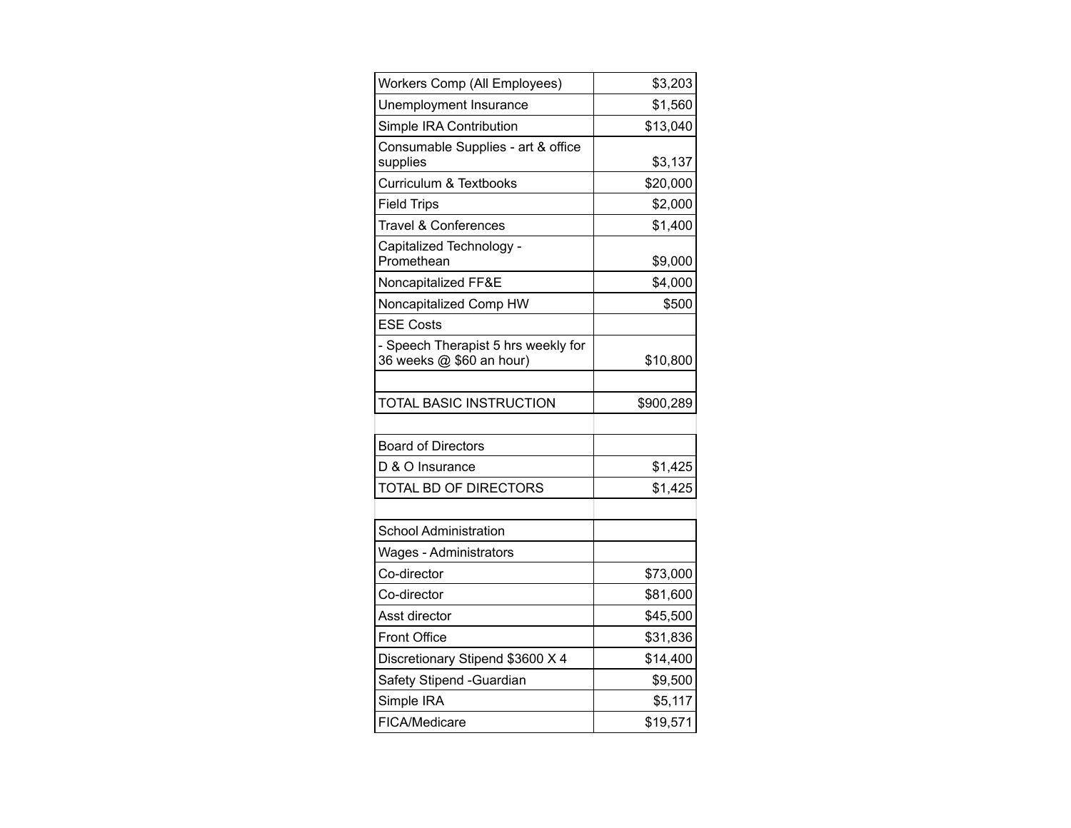| | |
|---|---:|
| Workers Comp (All Employees) | $3,203 |
| Unemployment Insurance | $1,560 |
| Simple IRA Contribution | $13,040 |
| Consumable Supplies - art & office supplies | $3,137 |
| Curriculum & Textbooks | $20,000 |
| Field Trips | $2,000 |
| Travel & Conferences | $1,400 |
| Capitalized Technology - Promethean | $9,000 |
| Noncapitalized FF&E | $4,000 |
| Noncapitalized Comp HW | $500 |
| ESE Costs | |
| - Speech Therapist 5 hrs weekly for 36 weeks @ $60 an hour) | $10,800 |
| | |
| TOTAL BASIC INSTRUCTION | $900,289 |

| | |
|---|---:|
| Board of Directors | |
| D & O Insurance | $1,425 |
| TOTAL BD OF DIRECTORS | $1,425 |

| | |
|---|---:|
| School Administration | |
| Wages - Administrators | |
| Co-director | $73,000 |
| Co-director | $81,600 |
| Asst director | $45,500 |
| Front Office | $31,836 |
| Discretionary Stipend $3600 X 4 | $14,400 |
| Safety Stipend -Guardian | $9,500 |
| Simple IRA | $5,117 |
| FICA/Medicare | $19,571 |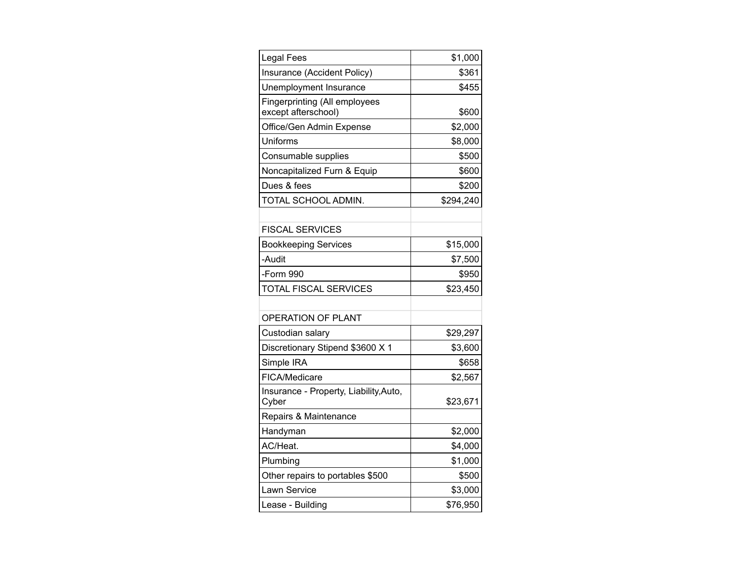| | |
|---|---|
| Legal Fees | $1,000 |
| Insurance (Accident Policy) | $361 |
| Unemployment Insurance | $455 |
| Fingerprinting (All employees except afterschool) | $600 |
| Office/Gen Admin Expense | $2,000 |
| Uniforms | $8,000 |
| Consumable supplies | $500 |
| Noncapitalized Furn & Equip | $600 |
| Dues & fees | $200 |
| TOTAL SCHOOL ADMIN. | $294,240 |
| | |
| FISCAL SERVICES | |
| Bookkeeping Services | $15,000 |
| -Audit | $7,500 |
| -Form 990 | $950 |
| TOTAL FISCAL SERVICES | $23,450 |
| | |
| OPERATION OF PLANT | |
| Custodian salary | $29,297 |
| Discretionary Stipend $3600 X 1 | $3,600 |
| Simple IRA | $658 |
| FICA/Medicare | $2,567 |
| Insurance - Property, Liability,Auto, Cyber | $23,671 |
| Repairs & Maintenance | |
| Handyman | $2,000 |
| AC/Heat. | $4,000 |
| Plumbing | $1,000 |
| Other repairs to portables $500 | $500 |
| Lawn Service | $3,000 |
| Lease - Building | $76,950 |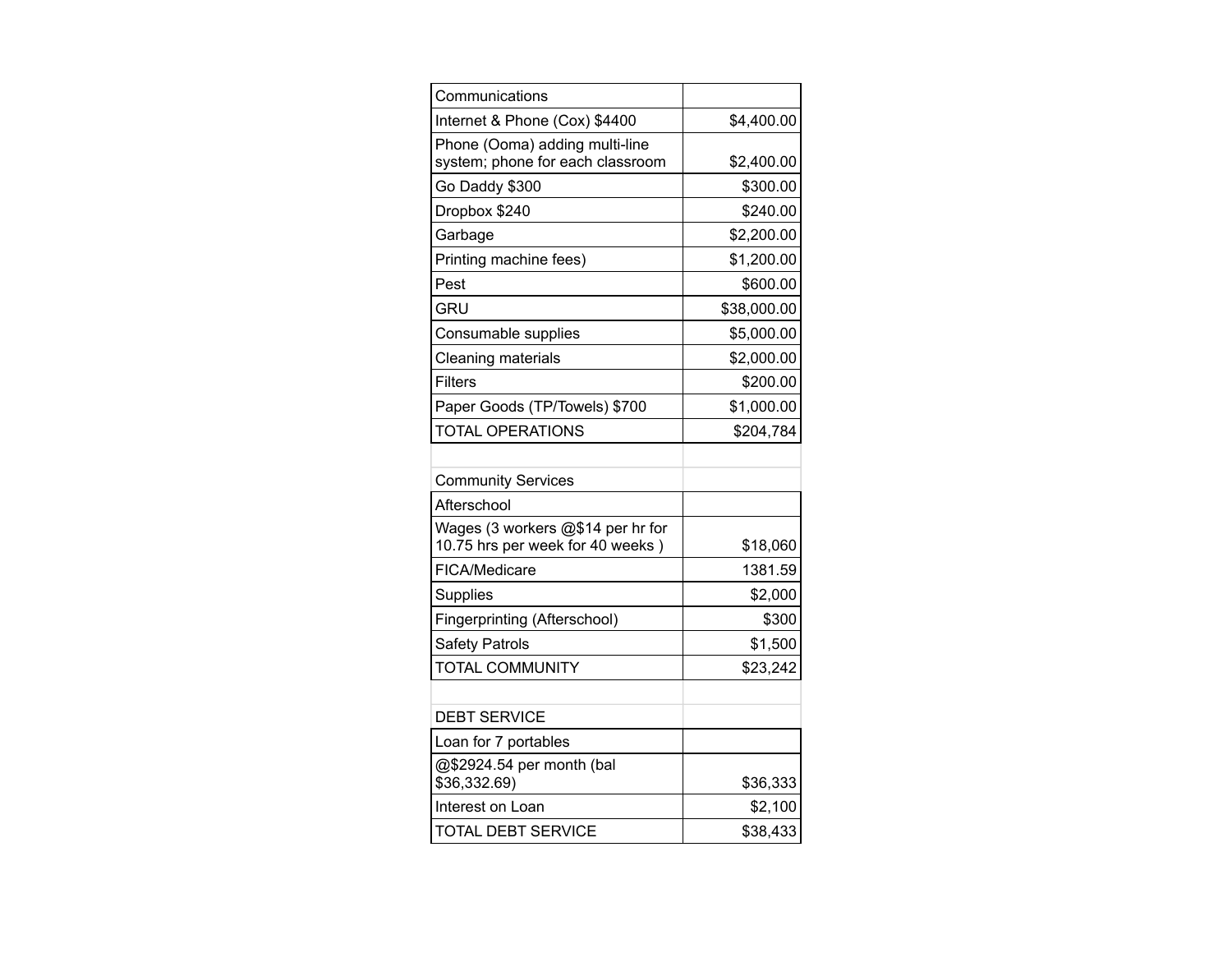| Communications | |
|---|---|
| Internet & Phone (Cox) $4400 | $4,400.00 |
| Phone (Ooma) adding multi-line system; phone for each classroom | $2,400.00 |
| Go Daddy $300 | $300.00 |
| Dropbox $240 | $240.00 |
| Garbage | $2,200.00 |
| Printing machine fees) | $1,200.00 |
| Pest | $600.00 |
| GRU | $38,000.00 |
| Consumable supplies | $5,000.00 |
| Cleaning materials | $2,000.00 |
| Filters | $200.00 |
| Paper Goods (TP/Towels) $700 | $1,000.00 |
| TOTAL OPERATIONS | $204,784 |

| Community Services | |
|---|---|
| Afterschool | |
| Wages (3 workers @$14 per hr for 10.75 hrs per week for 40 weeks ) | $18,060 |
| FICA/Medicare | 1381.59 |
| Supplies | $2,000 |
| Fingerprinting (Afterschool) | $300 |
| Safety Patrols | $1,500 |
| TOTAL COMMUNITY | $23,242 |

| DEBT SERVICE | |
|---|---|
| Loan for 7 portables | |
| @$2924.54 per month (bal $36,332.69) | $36,333 |
| Interest on Loan | $2,100 |
| TOTAL DEBT SERVICE | $38,433 |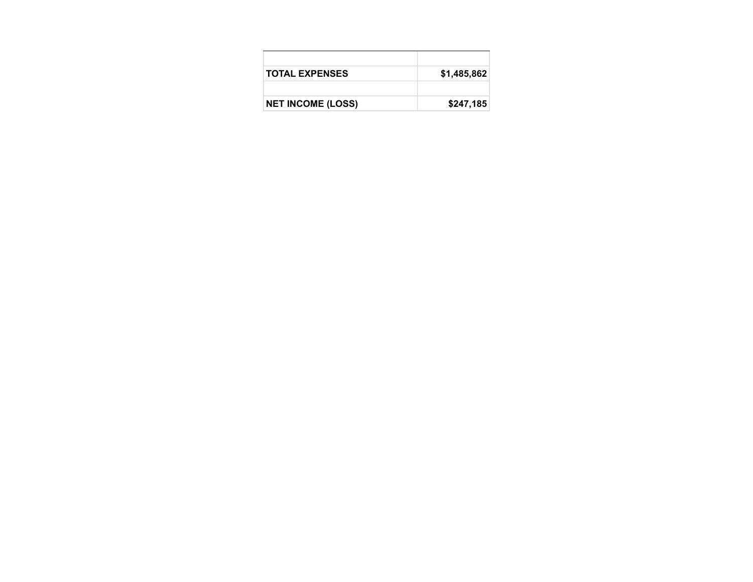| | |
|---|---|
| | |
| **TOTAL EXPENSES** | **$1,485,862** |
| | |
| **NET INCOME (LOSS)** | **$247,185** |